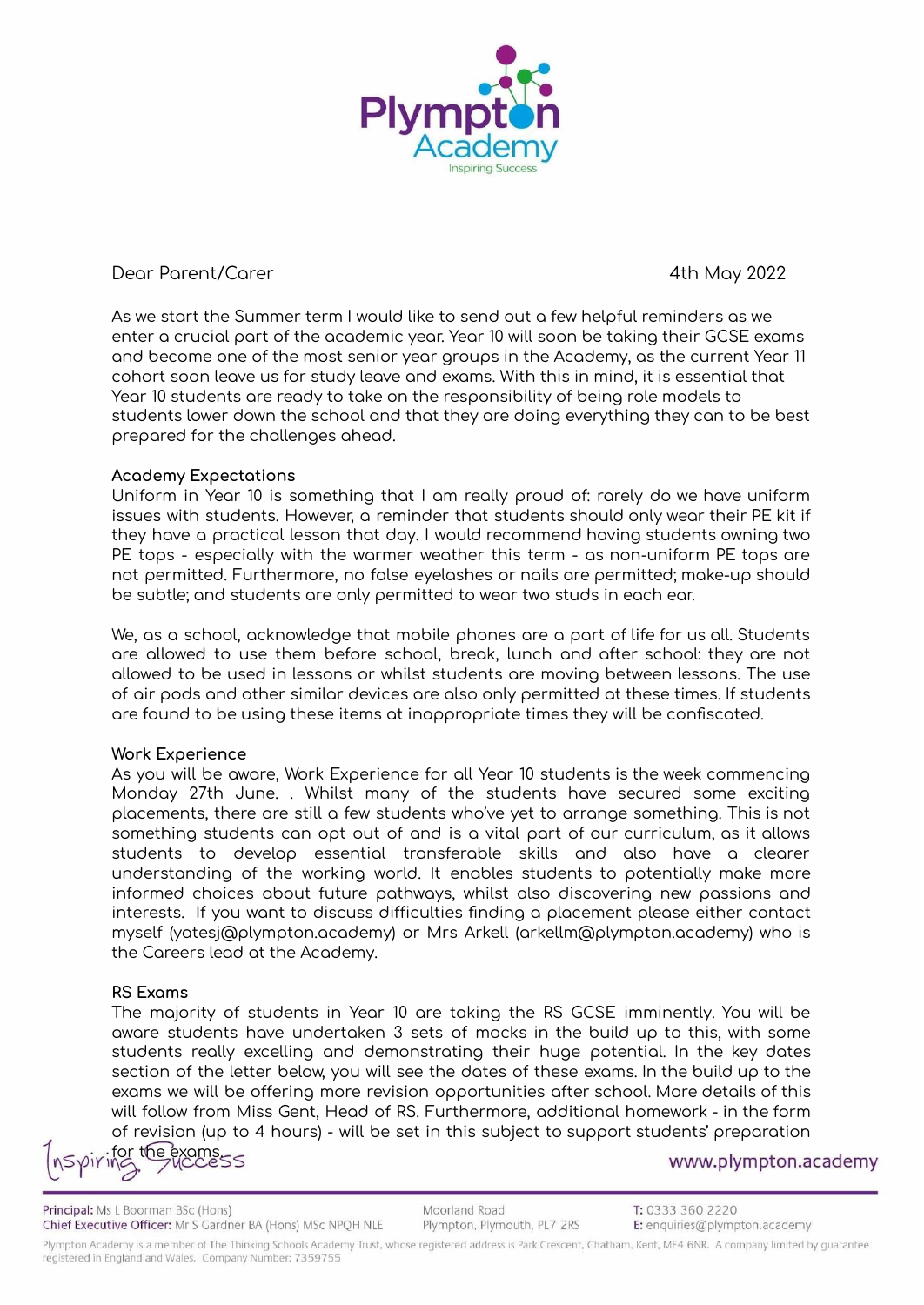Dear Parent/Carer

4th May 2022

As we start the Summer term I would like to send out a few helpful reminders as we enter a crucial part of the academic year. Year 10 will soon be taking their GCSE exams and become one of the most senior year groups in the Academy, as the current Year 11 cohort soon leave us for study leave and exams. With this in mind, it is essential that Year 10 students are ready to take on the responsibility of being role models to students lower down the school and that they are doing everything they can to be best prepared for the challenges ahead.

**Academy Expectations**

Uniform in Year 10 is something that I am really proud of: rarely do we have uniform issues with students. However, a reminder that students should only wear their PE kit if they have a practical lesson that day. I would recommend having students owning two PE tops - especially with the warmer weather this term - as non-uniform PE tops are not permitted. Furthermore, no false eyelashes or nails are permitted; make-up should be subtle; and students are only permitted to wear two studs in each ear.

We, as a school, acknowledge that mobile phones are a part of life for us all. Students are allowed to use them before school, break, lunch and after school: they are not allowed to be used in lessons or whilst students are moving between lessons. The use of air pods and other similar devices are also only permitted at these times. If students are found to be using these items at inappropriate times they will be confiscated.

**Work Experience**

As you will be aware, Work Experience for all Year 10 students is the week commencing Monday 27th June. . Whilst many of the students have secured some exciting placements, there are still a few students who've yet to arrange something. This is not something students can opt out of and is a vital part of our curriculum, as it allows students to develop essential transferable skills and also have a clearer understanding of the working world. It enables students to potentially make more informed choices about future pathways, whilst also discovering new passions and interests. If you want to discuss difficulties finding a placement please either contact myself (yatesj@plympton.academy) or Mrs Arkell (arkellm@plympton.academy) who is the Careers lead at the Academy.

**RS Exams**

The majority of students in Year 10 are taking the RS GCSE imminently. You will be aware students have undertaken 3 sets of mocks in the build up to this, with some students really excelling and demonstrating their huge potential. In the key dates section of the letter below, you will see the dates of these exams. In the build up to the exams we will be offering more revision opportunities after school. More details of this will follow from Miss Gent, Head of RS. Furthermore, additional homework - in the form of revision (up to 4 hours) - will be set in this subject to support students' preparation for the exams.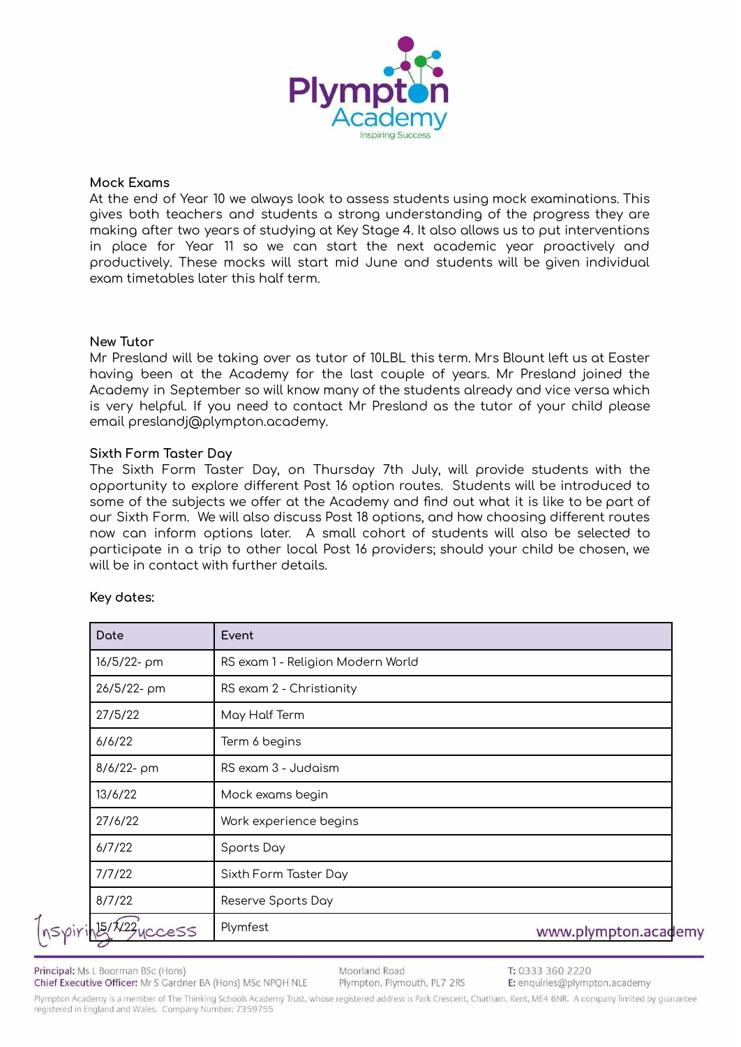## Mock Exams

At the end of Year 10 we always look to assess students using mock examinations. This gives both teachers and students a strong understanding of the progress they are making after two years of studying at Key Stage 4. It also allows us to put interventions in place for Year 11 so we can start the next academic year proactively and productively. These mocks will start mid June and students will be given individual exam timetables later this half term.

## New Tutor

Mr Presland will be taking over as tutor of 10LBL this term. Mrs Blount left us at Easter having been at the Academy for the last couple of years. Mr Presland joined the Academy in September so will know many of the students already and vice versa which is very helpful. If you need to contact Mr Presland as the tutor of your child please email preslandj@plympton.academy.

## Sixth Form Taster Day

The Sixth Form Taster Day, on Thursday 7th July, will provide students with the opportunity to explore different Post 16 option routes. Students will be introduced to some of the subjects we offer at the Academy and find out what it is like to be part of our Sixth Form. We will also discuss Post 18 options, and how choosing different routes now can inform options later. A small cohort of students will also be selected to participate in a trip to other local Post 16 providers; should your child be chosen, we will be in contact with further details.

**Key dates:**

| Date | Event |
|---|---|
| 16/5/22- pm | RS exam 1 - Religion Modern World |
| 26/5/22- pm | RS exam 2 - Christianity |
| 27/5/22 | May Half Term |
| 6/6/22 | Term 6 begins |
| 8/6/22- pm | RS exam 3 - Judaism |
| 13/6/22 | Mock exams begin |
| 27/6/22 | Work experience begins |
| 6/7/22 | Sports Day |
| 7/7/22 | Sixth Form Taster Day |
| 8/7/22 | Reserve Sports Day |
| 15/7/22 | Plymfest |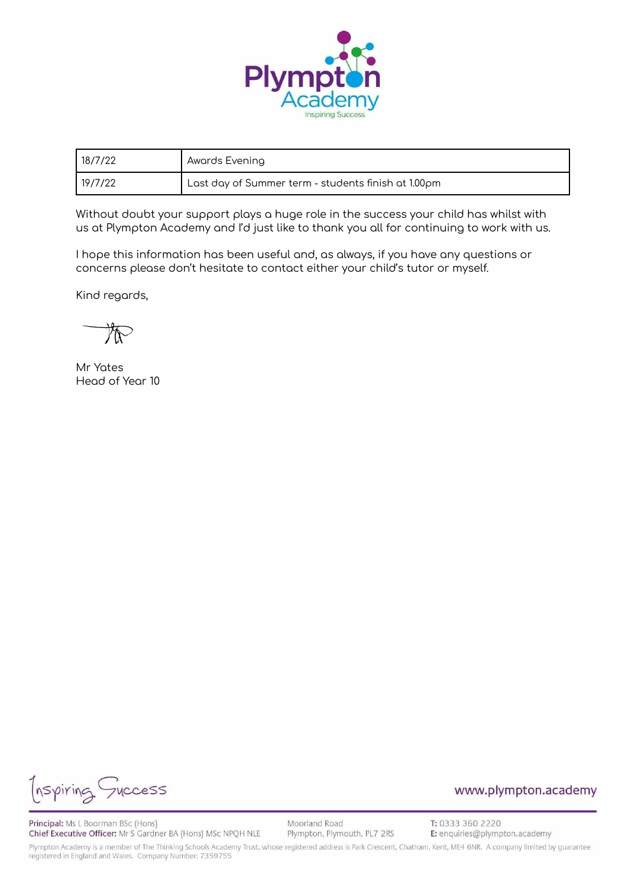| | |
|---|---|
| 18/7/22 | Awards Evening |
| 19/7/22 | Last day of Summer term - students finish at 1.00pm |

Without doubt your support plays a huge role in the success your child has whilst with us at Plympton Academy and I'd just like to thank you all for continuing to work with us.

I hope this information has been useful and, as always, if you have any questions or concerns please don't hesitate to contact either your child's tutor or myself.

Kind regards,

Mr Yates
Head of Year 10